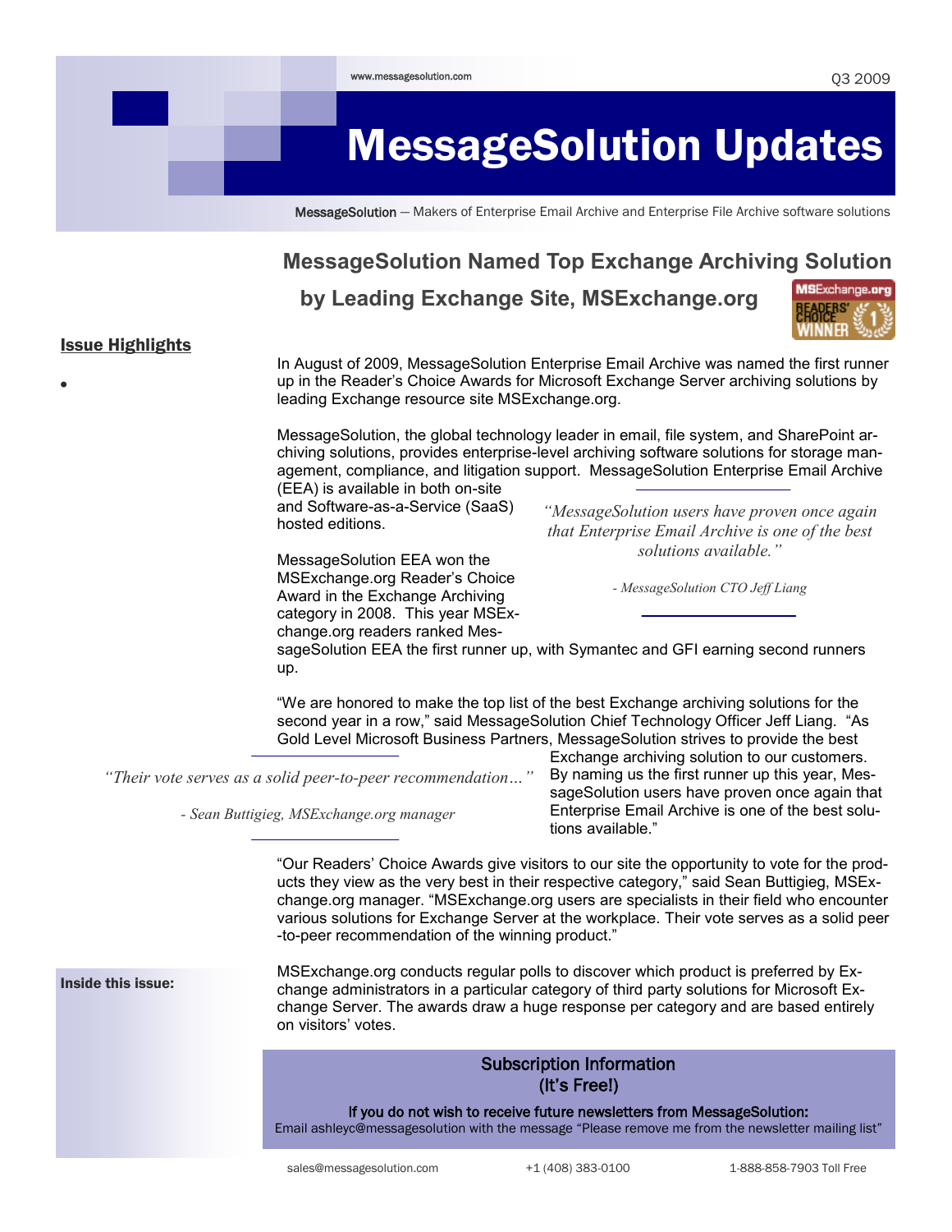www.messagesolution.com

Q3 2009

# MessageSolution Updates

MessageSolution — Makers of Enterprise Email Archive and Enterprise File Archive software solutions

## MessageSolution Named Top Exchange Archiving Solution by Leading Exchange Site, MSExchange.org

MSExchange.org READERS' CHOICE WINNER 1

**Issue Highlights**

- 

In August of 2009, MessageSolution Enterprise Email Archive was named the first runner up in the Reader's Choice Awards for Microsoft Exchange Server archiving solutions by leading Exchange resource site MSExchange.org.

MessageSolution, the global technology leader in email, file system, and SharePoint archiving solutions, provides enterprise-level archiving software solutions for storage management, compliance, and litigation support. MessageSolution Enterprise Email Archive (EEA) is available in both on-site and Software-as-a-Service (SaaS) hosted editions.

> *"MessageSolution users have proven once again that Enterprise Email Archive is one of the best solutions available."*
>
> *- MessageSolution CTO Jeff Liang*

MessageSolution EEA won the MSExchange.org Reader's Choice Award in the Exchange Archiving category in 2008. This year MSExchange.org readers ranked MessageSolution EEA the first runner up, with Symantec and GFI earning second runners up.

"We are honored to make the top list of the best Exchange archiving solutions for the second year in a row," said MessageSolution Chief Technology Officer Jeff Liang. "As Gold Level Microsoft Business Partners, MessageSolution strives to provide the best Exchange archiving solution to our customers. By naming us the first runner up this year, MessageSolution users have proven once again that Enterprise Email Archive is one of the best solutions available."

> *"Their vote serves as a solid peer-to-peer recommendation…"*
>
> *- Sean Buttigieg, MSExchange.org manager*

"Our Readers' Choice Awards give visitors to our site the opportunity to vote for the products they view as the very best in their respective category," said Sean Buttigieg, MSExchange.org manager. "MSExchange.org users are specialists in their field who encounter various solutions for Exchange Server at the workplace. Their vote serves as a solid peer-to-peer recommendation of the winning product."

**Inside this issue:**

MSExchange.org conducts regular polls to discover which product is preferred by Exchange administrators in a particular category of third party solutions for Microsoft Exchange Server. The awards draw a huge response per category and are based entirely on visitors' votes.

### Subscription Information (It's Free!)

**If you do not wish to receive future newsletters from MessageSolution:**

Email ashleyc@messagesolution.com with the message "Please remove me from the newsletter mailing list"

sales@messagesolution.com | +1 (408) 383-0100 | 1-888-858-7903 Toll Free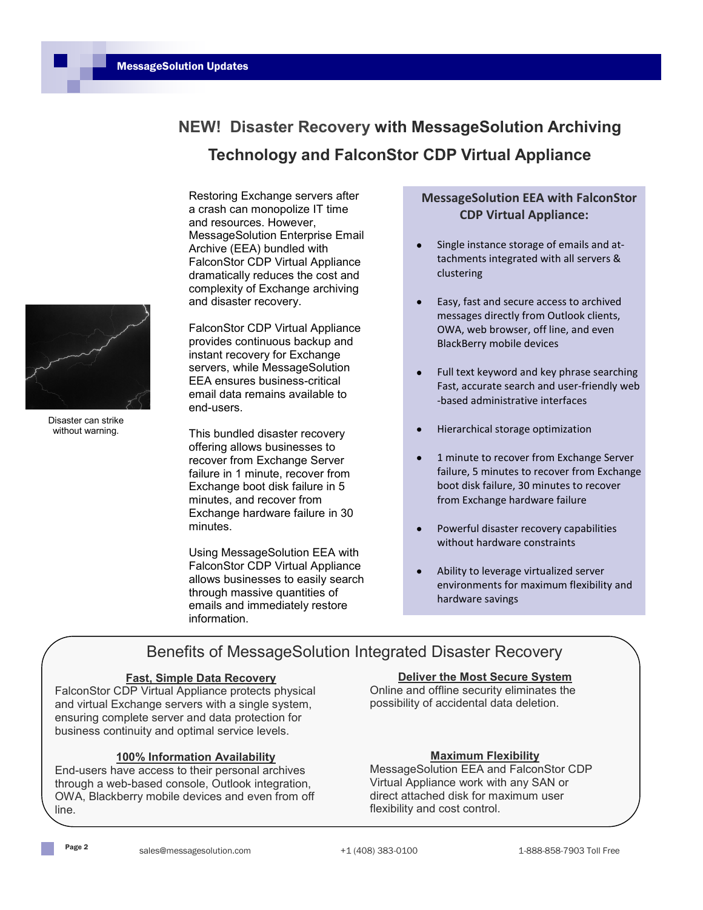# NEW! Disaster Recovery with MessageSolution Archiving Technology and FalconStor CDP Virtual Appliance

Restoring Exchange servers after a crash can monopolize IT time and resources. However, MessageSolution Enterprise Email Archive (EEA) bundled with FalconStor CDP Virtual Appliance dramatically reduces the cost and complexity of Exchange archiving and disaster recovery.

FalconStor CDP Virtual Appliance provides continuous backup and instant recovery for Exchange servers, while MessageSolution EEA ensures business-critical email data remains available to end-users.

This bundled disaster recovery offering allows businesses to recover from Exchange Server failure in 1 minute, recover from Exchange boot disk failure in 5 minutes, and recover from Exchange hardware failure in 30 minutes.

Using MessageSolution EEA with FalconStor CDP Virtual Appliance allows businesses to easily search through massive quantities of emails and immediately restore information.

Disaster can strike without warning.

## MessageSolution EEA with FalconStor CDP Virtual Appliance:

- Single instance storage of emails and attachments integrated with all servers & clustering
- Easy, fast and secure access to archived messages directly from Outlook clients, OWA, web browser, off line, and even BlackBerry mobile devices
- Full text keyword and key phrase searching Fast, accurate search and user-friendly web-based administrative interfaces
- Hierarchical storage optimization
- 1 minute to recover from Exchange Server failure, 5 minutes to recover from Exchange boot disk failure, 30 minutes to recover from Exchange hardware failure
- Powerful disaster recovery capabilities without hardware constraints
- Ability to leverage virtualized server environments for maximum flexibility and hardware savings

## Benefits of MessageSolution Integrated Disaster Recovery

**Fast, Simple Data Recovery**
FalconStor CDP Virtual Appliance protects physical and virtual Exchange servers with a single system, ensuring complete server and data protection for business continuity and optimal service levels.

**100% Information Availability**
End-users have access to their personal archives through a web-based console, Outlook integration, OWA, Blackberry mobile devices and even from off line.

**Deliver the Most Secure System**
Online and offline security eliminates the possibility of accidental data deletion.

**Maximum Flexibility**
MessageSolution EEA and FalconStor CDP Virtual Appliance work with any SAN or direct attached disk for maximum user flexibility and cost control.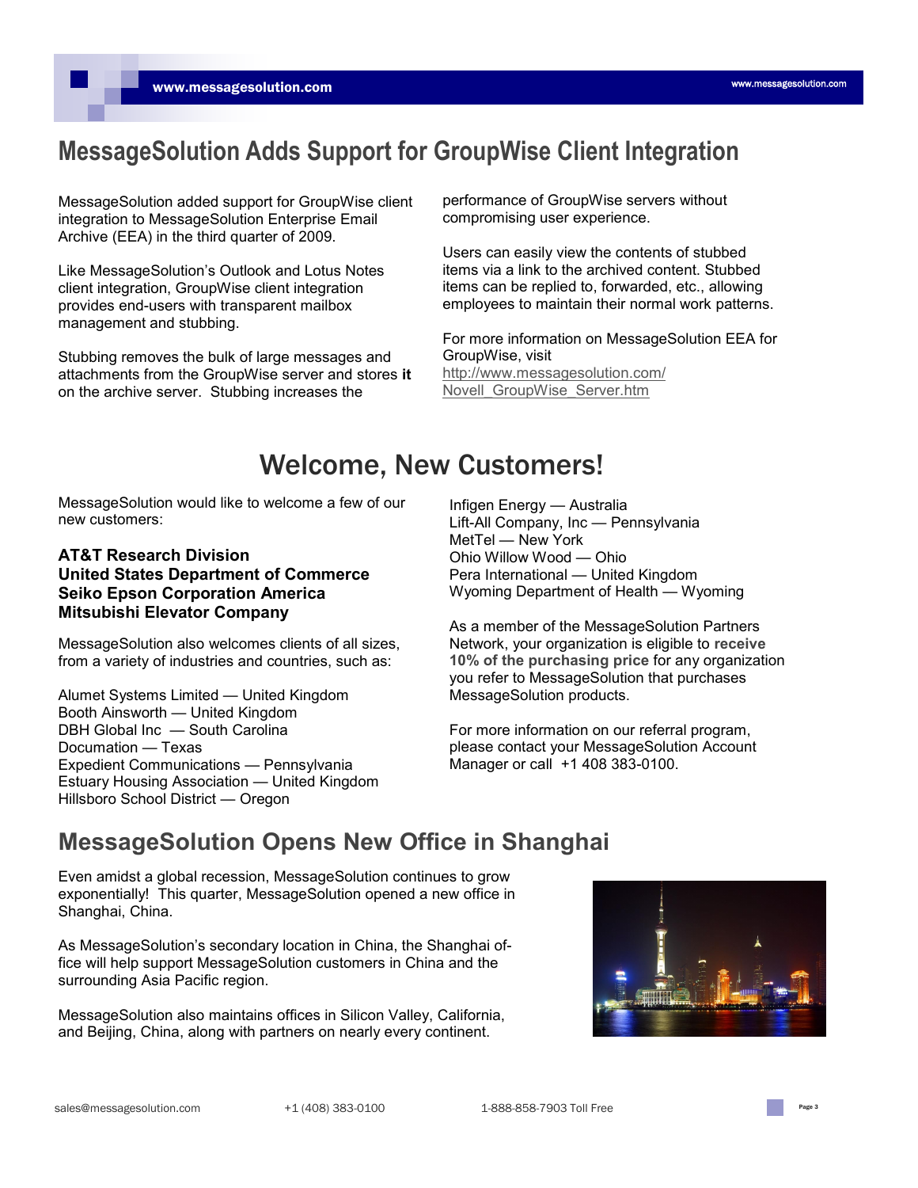## MessageSolution Adds Support for GroupWise Client Integration

MessageSolution added support for GroupWise client integration to MessageSolution Enterprise Email Archive (EEA) in the third quarter of 2009.

Like MessageSolution's Outlook and Lotus Notes client integration, GroupWise client integration provides end-users with transparent mailbox management and stubbing.

Stubbing removes the bulk of large messages and attachments from the GroupWise server and stores **it** on the archive server. Stubbing increases the performance of GroupWise servers without compromising user experience.

Users can easily view the contents of stubbed items via a link to the archived content. Stubbed items can be replied to, forwarded, etc., allowing employees to maintain their normal work patterns.

For more information on MessageSolution EEA for GroupWise, visit [http://www.messagesolution.com/Novell_GroupWise_Server.htm](http://www.messagesolution.com/Novell_GroupWise_Server.htm)

## Welcome, New Customers!

MessageSolution would like to welcome a few of our new customers:

**AT&T Research Division**
**United States Department of Commerce**
**Seiko Epson Corporation America**
**Mitsubishi Elevator Company**

MessageSolution also welcomes clients of all sizes, from a variety of industries and countries, such as:

Alumet Systems Limited — United Kingdom
Booth Ainsworth — United Kingdom
DBH Global Inc — South Carolina
Documation — Texas
Expedient Communications — Pennsylvania
Estuary Housing Association — United Kingdom
Hillsboro School District — Oregon
Infigen Energy — Australia
Lift-All Company, Inc — Pennsylvania
MetTel — New York
Ohio Willow Wood — Ohio
Pera International — United Kingdom
Wyoming Department of Health — Wyoming

As a member of the MessageSolution Partners Network, your organization is eligible to **receive 10% of the purchasing price** for any organization you refer to MessageSolution that purchases MessageSolution products.

For more information on our referral program, please contact your MessageSolution Account Manager or call +1 408 383-0100.

## MessageSolution Opens New Office in Shanghai

Even amidst a global recession, MessageSolution continues to grow exponentially! This quarter, MessageSolution opened a new office in Shanghai, China.

As MessageSolution's secondary location in China, the Shanghai office will help support MessageSolution customers in China and the surrounding Asia Pacific region.

MessageSolution also maintains offices in Silicon Valley, California, and Beijing, China, along with partners on nearly every continent.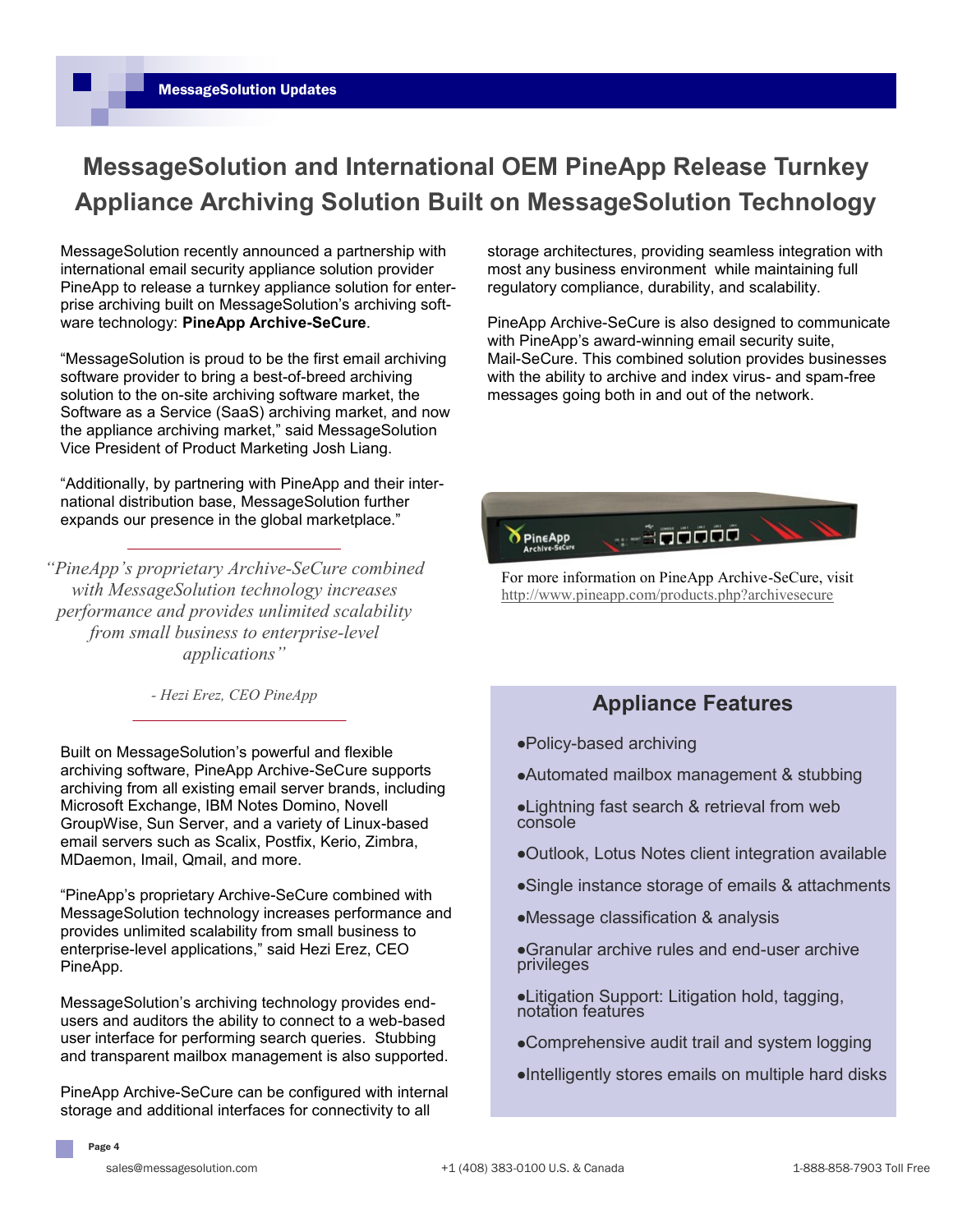## MessageSolution and International OEM PineApp Release Turnkey Appliance Archiving Solution Built on MessageSolution Technology

MessageSolution recently announced a partnership with international email security appliance solution provider PineApp to release a turnkey appliance solution for enterprise archiving built on MessageSolution's archiving software technology: **PineApp Archive-SeCure**.

"MessageSolution is proud to be the first email archiving software provider to bring a best-of-breed archiving solution to the on-site archiving software market, the Software as a Service (SaaS) archiving market, and now the appliance archiving market," said MessageSolution Vice President of Product Marketing Josh Liang.

"Additionally, by partnering with PineApp and their international distribution base, MessageSolution further expands our presence in the global marketplace."

> *"PineApp's proprietary Archive-SeCure combined with MessageSolution technology increases performance and provides unlimited scalability from small business to enterprise-level applications"*
>
> *- Hezi Erez, CEO PineApp*

Built on MessageSolution's powerful and flexible archiving software, PineApp Archive-SeCure supports archiving from all existing email server brands, including Microsoft Exchange, IBM Notes Domino, Novell GroupWise, Sun Server, and a variety of Linux-based email servers such as Scalix, Postfix, Kerio, Zimbra, MDaemon, Imail, Qmail, and more.

"PineApp's proprietary Archive-SeCure combined with MessageSolution technology increases performance and provides unlimited scalability from small business to enterprise-level applications," said Hezi Erez, CEO PineApp.

MessageSolution's archiving technology provides end-users and auditors the ability to connect to a web-based user interface for performing search queries. Stubbing and transparent mailbox management is also supported.

PineApp Archive-SeCure can be configured with internal storage and additional interfaces for connectivity to all storage architectures, providing seamless integration with most any business environment while maintaining full regulatory compliance, durability, and scalability.

PineApp Archive-SeCure is also designed to communicate with PineApp's award-winning email security suite, Mail-SeCure. This combined solution provides businesses with the ability to archive and index virus- and spam-free messages going both in and out of the network.

For more information on PineApp Archive-SeCure, visit http://www.pineapp.com/products.php?archivesecure

### Appliance Features

- Policy-based archiving
- Automated mailbox management & stubbing
- Lightning fast search & retrieval from web console
- Outlook, Lotus Notes client integration available
- Single instance storage of emails & attachments
- Message classification & analysis
- Granular archive rules and end-user archive privileges
- Litigation Support: Litigation hold, tagging, notation features
- Comprehensive audit trail and system logging
- Intelligently stores emails on multiple hard disks

sales@messagesolution.com +1 (408) 383-0100 U.S. & Canada 1-888-858-7903 Toll Free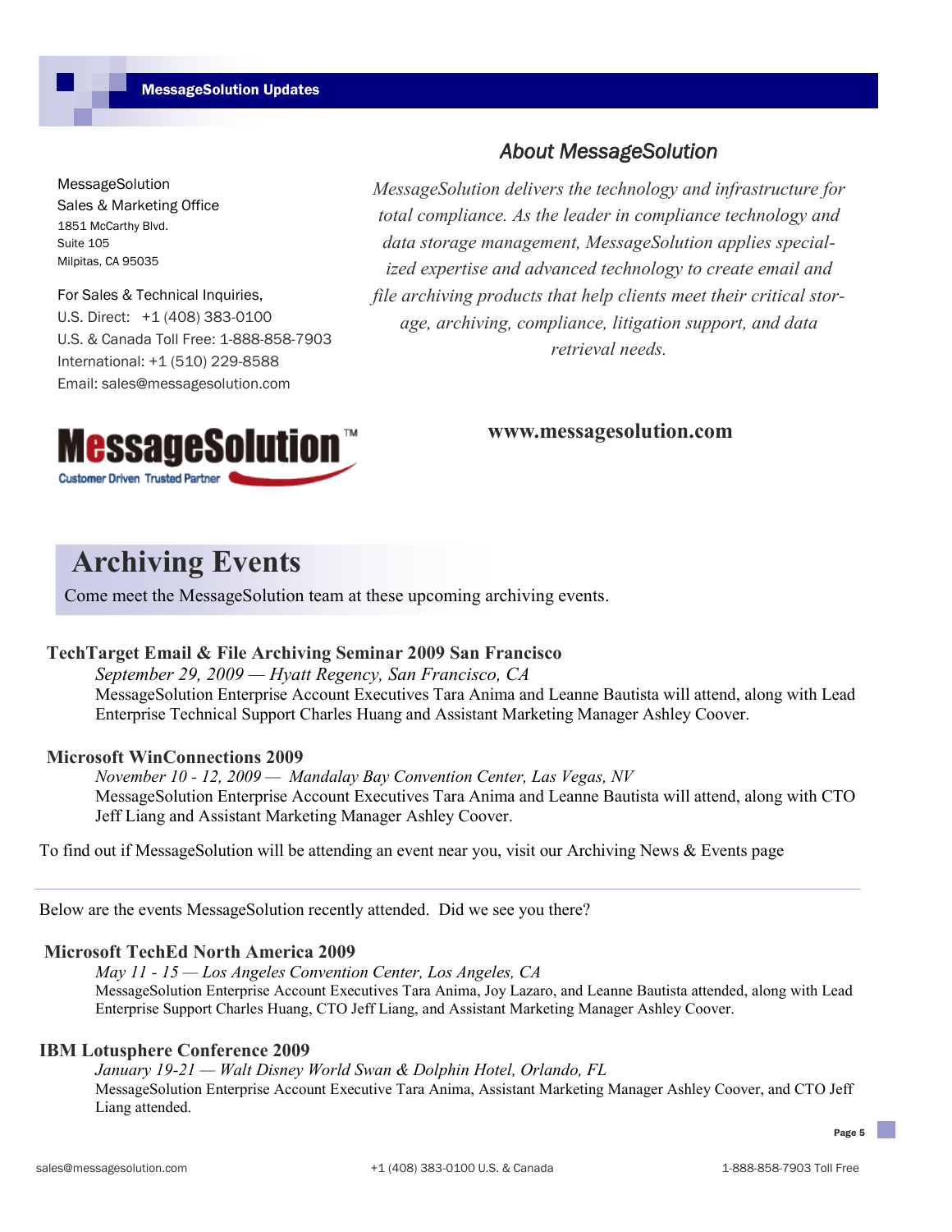## About MessageSolution

MessageSolution
Sales & Marketing Office
1851 McCarthy Blvd.
Suite 105
Milpitas, CA 95035

For Sales & Technical Inquiries,
U.S. Direct: +1 (408) 383-0100
U.S. & Canada Toll Free: 1-888-858-7903
International: +1 (510) 229-8588
Email: sales@messagesolution.com

*MessageSolution delivers the technology and infrastructure for total compliance. As the leader in compliance technology and data storage management, MessageSolution applies specialized expertise and advanced technology to create email and file archiving products that help clients meet their critical storage, archiving, compliance, litigation support, and data retrieval needs.*

**MessageSolution™**
Customer Driven Trusted Partner

**www.messagesolution.com**

# Archiving Events

Come meet the MessageSolution team at these upcoming archiving events.

**TechTarget Email & File Archiving Seminar 2009 San Francisco**

*September 29, 2009 — Hyatt Regency, San Francisco, CA*

MessageSolution Enterprise Account Executives Tara Anima and Leanne Bautista will attend, along with Lead Enterprise Technical Support Charles Huang and Assistant Marketing Manager Ashley Coover.

**Microsoft WinConnections 2009**

*November 10 - 12, 2009 — Mandalay Bay Convention Center, Las Vegas, NV*

MessageSolution Enterprise Account Executives Tara Anima and Leanne Bautista will attend, along with CTO Jeff Liang and Assistant Marketing Manager Ashley Coover.

To find out if MessageSolution will be attending an event near you, visit our Archiving News & Events page

---

Below are the events MessageSolution recently attended. Did we see you there?

**Microsoft TechEd North America 2009**

*May 11 - 15 — Los Angeles Convention Center, Los Angeles, CA*

MessageSolution Enterprise Account Executives Tara Anima, Joy Lazaro, and Leanne Bautista attended, along with Lead Enterprise Support Charles Huang, CTO Jeff Liang, and Assistant Marketing Manager Ashley Coover.

**IBM Lotusphere Conference 2009**

*January 19-21 — Walt Disney World Swan & Dolphin Hotel, Orlando, FL*

MessageSolution Enterprise Account Executive Tara Anima, Assistant Marketing Manager Ashley Coover, and CTO Jeff Liang attended.